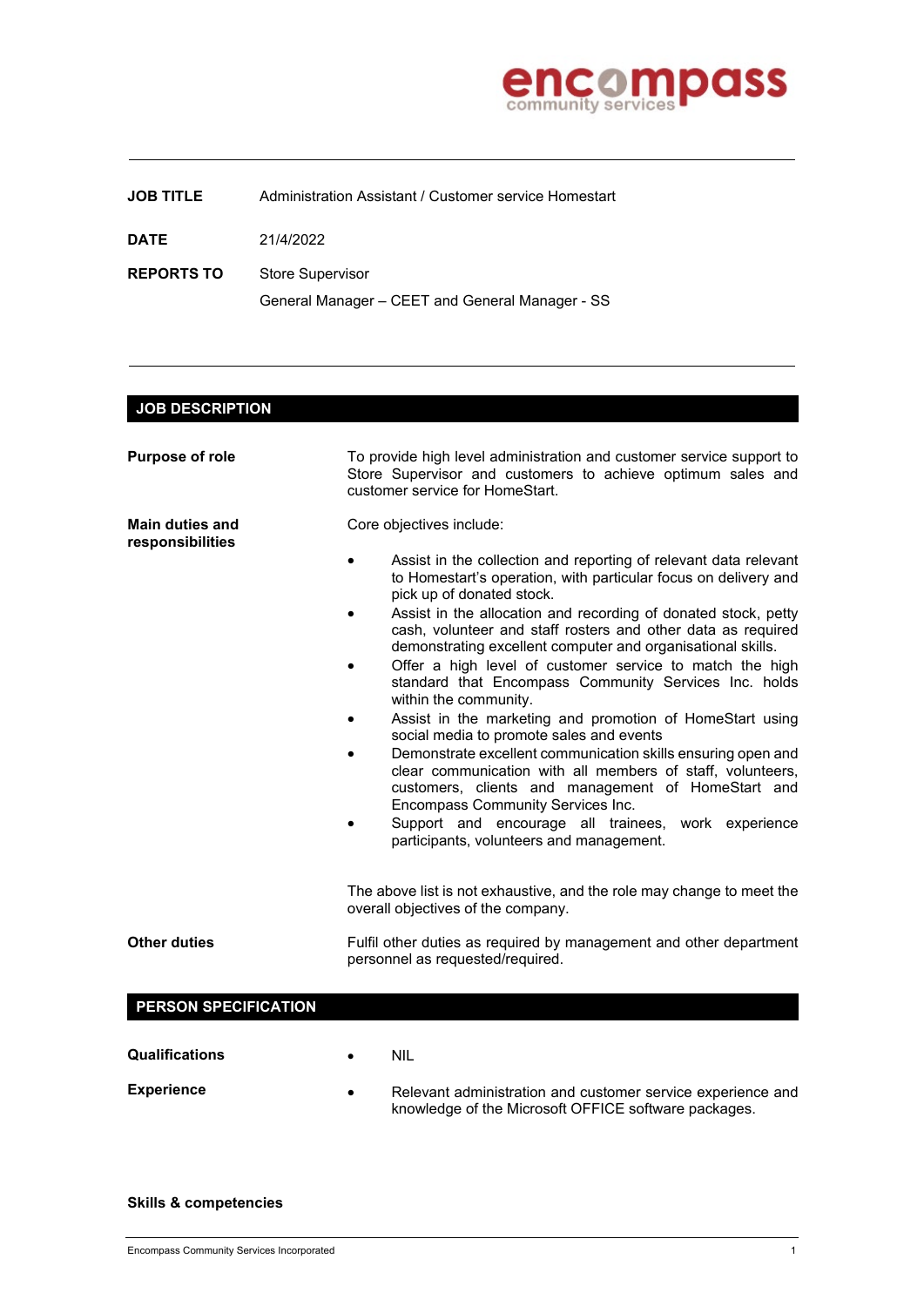**JOB TITLE** Administration Assistant / Customer service Homestart

**DATE** 21/4/2022

**REPORTS TO** Store Supervisor

General Manager – CEET and General Manager - SS

## JOB DESCRIPTION

**Purpose of role**

To provide high level administration and customer service support to Store Supervisor and customers to achieve optimum sales and customer service for HomeStart.

**Main duties and responsibilities**

Core objectives include:

- Assist in the collection and reporting of relevant data relevant to Homestart's operation, with particular focus on delivery and pick up of donated stock.
- Assist in the allocation and recording of donated stock, petty cash, volunteer and staff rosters and other data as required demonstrating excellent computer and organisational skills.
- Offer a high level of customer service to match the high standard that Encompass Community Services Inc. holds within the community.
- Assist in the marketing and promotion of HomeStart using social media to promote sales and events
- Demonstrate excellent communication skills ensuring open and clear communication with all members of staff, volunteers, customers, clients and management of HomeStart and Encompass Community Services Inc.
- Support and encourage all trainees, work experience participants, volunteers and management.

The above list is not exhaustive, and the role may change to meet the overall objectives of the company.

**Other duties**

Fulfil other duties as required by management and other department personnel as requested/required.

## PERSON SPECIFICATION

**Qualifications**

- NIL

**Experience**

- Relevant administration and customer service experience and knowledge of the Microsoft OFFICE software packages.

**Skills & competencies**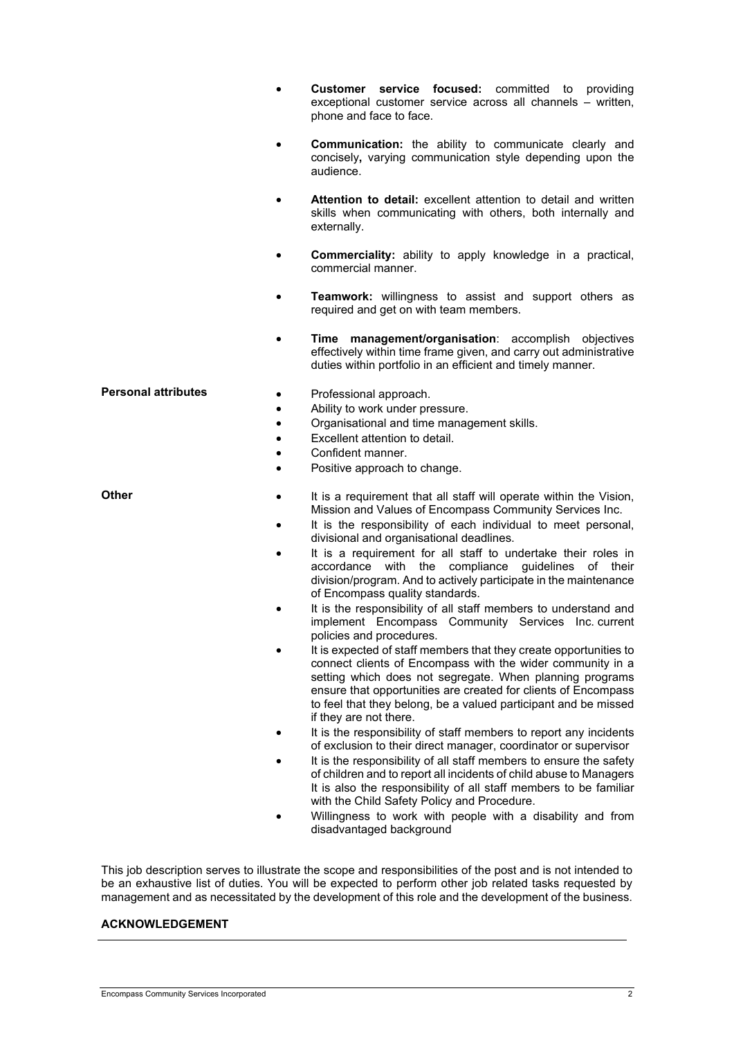- **Customer service focused:** committed to providing exceptional customer service across all channels – written, phone and face to face.
- **Communication:** the ability to communicate clearly and concisely**,** varying communication style depending upon the audience.
- **Attention to detail:** excellent attention to detail and written skills when communicating with others, both internally and externally.
- **Commerciality:** ability to apply knowledge in a practical, commercial manner.
- **Teamwork:** willingness to assist and support others as required and get on with team members.
- **Time management/organisation**: accomplish objectives effectively within time frame given, and carry out administrative duties within portfolio in an efficient and timely manner.

**Personal attributes**

- Professional approach.
- Ability to work under pressure.
- Organisational and time management skills.
- Excellent attention to detail.
- Confident manner.
- Positive approach to change.

**Other**

- It is a requirement that all staff will operate within the Vision, Mission and Values of Encompass Community Services Inc.
- It is the responsibility of each individual to meet personal, divisional and organisational deadlines.
- It is a requirement for all staff to undertake their roles in accordance with the compliance guidelines of their division/program. And to actively participate in the maintenance of Encompass quality standards.
- It is the responsibility of all staff members to understand and implement Encompass Community Services Inc. current policies and procedures.
- It is expected of staff members that they create opportunities to connect clients of Encompass with the wider community in a setting which does not segregate. When planning programs ensure that opportunities are created for clients of Encompass to feel that they belong, be a valued participant and be missed if they are not there.
- It is the responsibility of staff members to report any incidents of exclusion to their direct manager, coordinator or supervisor
- It is the responsibility of all staff members to ensure the safety of children and to report all incidents of child abuse to Managers It is also the responsibility of all staff members to be familiar with the Child Safety Policy and Procedure.
- Willingness to work with people with a disability and from disadvantaged background

This job description serves to illustrate the scope and responsibilities of the post and is not intended to be an exhaustive list of duties. You will be expected to perform other job related tasks requested by management and as necessitated by the development of this role and the development of the business.

**ACKNOWLEDGEMENT**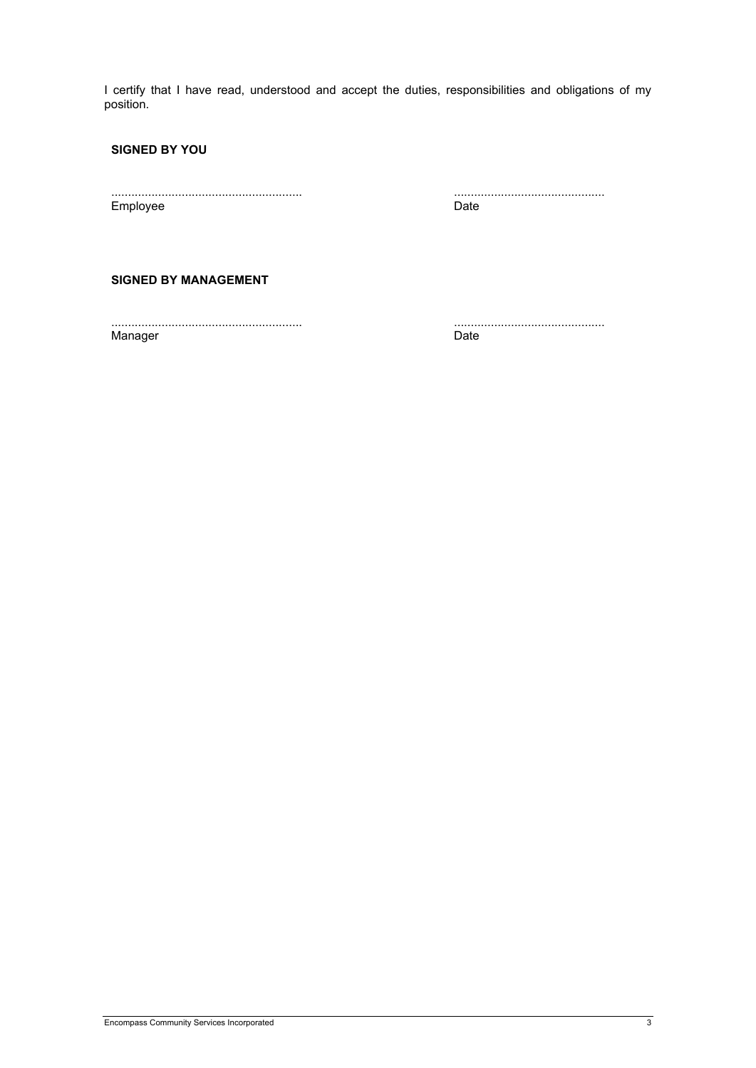I certify that I have read, understood and accept the duties, responsibilities and obligations of my position.

**SIGNED BY YOU**

| | |
|---|---|
| ......................................................... | ............................................. |
| Employee | Date |

**SIGNED BY MANAGEMENT**

| | |
|---|---|
| ......................................................... | ............................................. |
| Manager | Date |